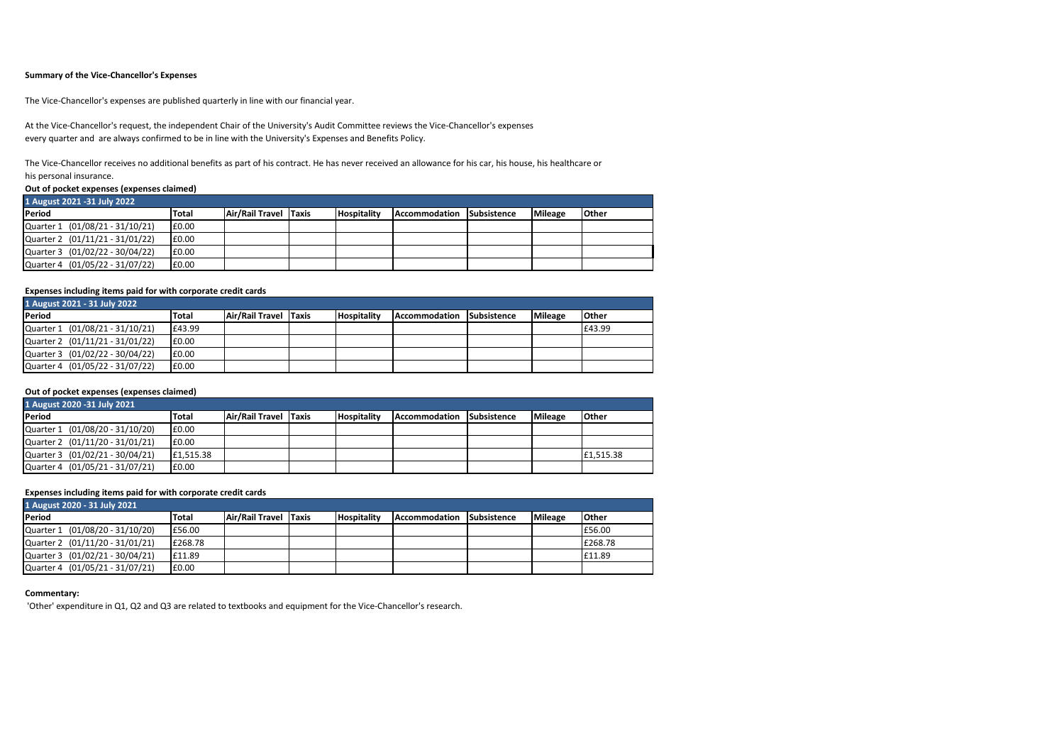**Summary of the Vice-Chancellor's Expenses**

The Vice-Chancellor's expenses are published quarterly in line with our financial year.

At the Vice-Chancellor's request, the independent Chair of the University's Audit Committee reviews the Vice-Chancellor's expenses every quarter and are always confirmed to be in line with the University's Expenses and Benefits Policy.

The Vice-Chancellor receives no additional benefits as part of his contract. He has never received an allowance for his car, his house, his healthcare or his personal insurance.

**Out of pocket expenses (expenses claimed)**

| 1 August 2021 -31 July 2022 | | | | | | | | |
|---|---|---|---|---|---|---|---|---|
| **Period** | **Total** | **Air/Rail Travel** | **Taxis** | **Hospitality** | **Accommodation** | **Subsistence** | **Mileage** | **Other** |
| Quarter 1 (01/08/21 - 31/10/21) | £0.00 | | | | | | | |
| Quarter 2 (01/11/21 - 31/01/22) | £0.00 | | | | | | | |
| Quarter 3 (01/02/22 - 30/04/22) | £0.00 | | | | | | | |
| Quarter 4 (01/05/22 - 31/07/22) | £0.00 | | | | | | | |

**Expenses including items paid for with corporate credit cards**

| 1 August 2021 - 31 July 2022 | | | | | | | | |
|---|---|---|---|---|---|---|---|---|
| **Period** | **Total** | **Air/Rail Travel** | **Taxis** | **Hospitality** | **Accommodation** | **Subsistence** | **Mileage** | **Other** |
| Quarter 1 (01/08/21 - 31/10/21) | £43.99 | | | | | | | £43.99 |
| Quarter 2 (01/11/21 - 31/01/22) | £0.00 | | | | | | | |
| Quarter 3 (01/02/22 - 30/04/22) | £0.00 | | | | | | | |
| Quarter 4 (01/05/22 - 31/07/22) | £0.00 | | | | | | | |

**Out of pocket expenses (expenses claimed)**

| 1 August 2020 -31 July 2021 | | | | | | | | |
|---|---|---|---|---|---|---|---|---|
| **Period** | **Total** | **Air/Rail Travel** | **Taxis** | **Hospitality** | **Accommodation** | **Subsistence** | **Mileage** | **Other** |
| Quarter 1 (01/08/20 - 31/10/20) | £0.00 | | | | | | | |
| Quarter 2 (01/11/20 - 31/01/21) | £0.00 | | | | | | | |
| Quarter 3 (01/02/21 - 30/04/21) | £1,515.38 | | | | | | | £1,515.38 |
| Quarter 4 (01/05/21 - 31/07/21) | £0.00 | | | | | | | |

**Expenses including items paid for with corporate credit cards**

| 1 August 2020 - 31 July 2021 | | | | | | | | |
|---|---|---|---|---|---|---|---|---|
| **Period** | **Total** | **Air/Rail Travel** | **Taxis** | **Hospitality** | **Accommodation** | **Subsistence** | **Mileage** | **Other** |
| Quarter 1 (01/08/20 - 31/10/20) | £56.00 | | | | | | | £56.00 |
| Quarter 2 (01/11/20 - 31/01/21) | £268.78 | | | | | | | £268.78 |
| Quarter 3 (01/02/21 - 30/04/21) | £11.89 | | | | | | | £11.89 |
| Quarter 4 (01/05/21 - 31/07/21) | £0.00 | | | | | | | |

**Commentary:**

'Other' expenditure in Q1, Q2 and Q3 are related to textbooks and equipment for the Vice-Chancellor's research.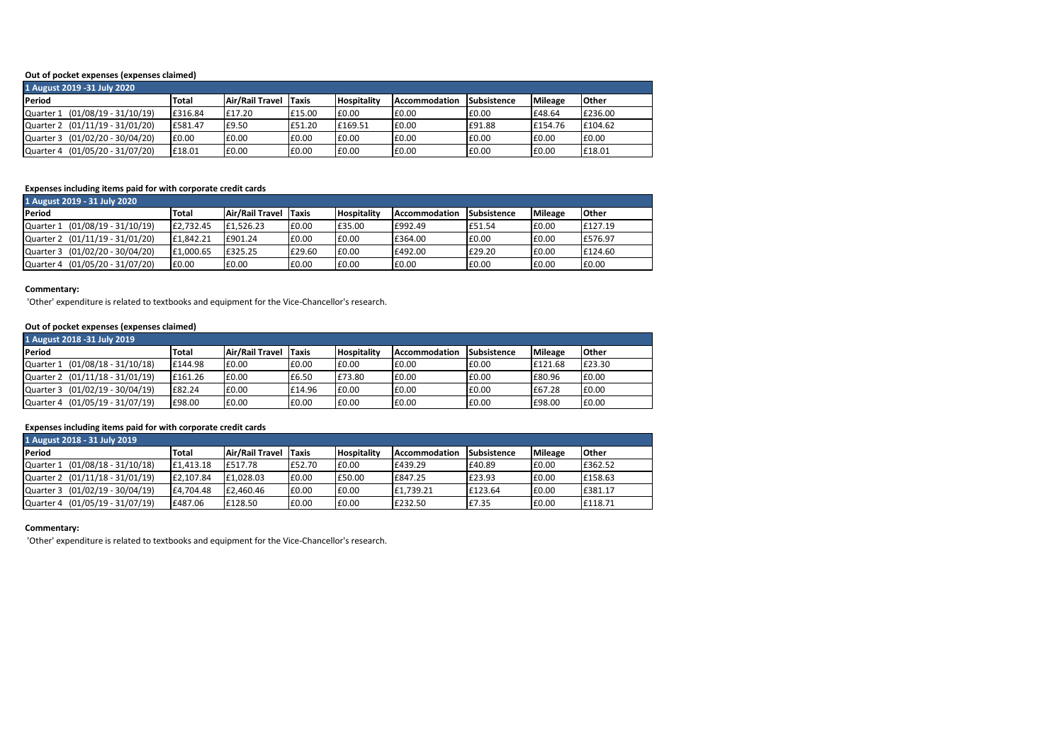**Out of pocket expenses (expenses claimed)**

| 1 August 2019 -31 July 2020 | | | | | | | | |
|---|---|---|---|---|---|---|---|---|
| **Period** | **Total** | **Air/Rail Travel** | **Taxis** | **Hospitality** | **Accommodation** | **Subsistence** | **Mileage** | **Other** |
| Quarter 1 (01/08/19 - 31/10/19) | £316.84 | £17.20 | £15.00 | £0.00 | £0.00 | £0.00 | £48.64 | £236.00 |
| Quarter 2 (01/11/19 - 31/01/20) | £581.47 | £9.50 | £51.20 | £169.51 | £0.00 | £91.88 | £154.76 | £104.62 |
| Quarter 3 (01/02/20 - 30/04/20) | £0.00 | £0.00 | £0.00 | £0.00 | £0.00 | £0.00 | £0.00 | £0.00 |
| Quarter 4 (01/05/20 - 31/07/20) | £18.01 | £0.00 | £0.00 | £0.00 | £0.00 | £0.00 | £0.00 | £18.01 |

**Expenses including items paid for with corporate credit cards**

| 1 August 2019 - 31 July 2020 | | | | | | | | |
|---|---|---|---|---|---|---|---|---|
| **Period** | **Total** | **Air/Rail Travel** | **Taxis** | **Hospitality** | **Accommodation** | **Subsistence** | **Mileage** | **Other** |
| Quarter 1 (01/08/19 - 31/10/19) | £2,732.45 | £1,526.23 | £0.00 | £35.00 | £992.49 | £51.54 | £0.00 | £127.19 |
| Quarter 2 (01/11/19 - 31/01/20) | £1,842.21 | £901.24 | £0.00 | £0.00 | £364.00 | £0.00 | £0.00 | £576.97 |
| Quarter 3 (01/02/20 - 30/04/20) | £1,000.65 | £325.25 | £29.60 | £0.00 | £492.00 | £29.20 | £0.00 | £124.60 |
| Quarter 4 (01/05/20 - 31/07/20) | £0.00 | £0.00 | £0.00 | £0.00 | £0.00 | £0.00 | £0.00 | £0.00 |

**Commentary:**

'Other' expenditure is related to textbooks and equipment for the Vice-Chancellor's research.

**Out of pocket expenses (expenses claimed)**

| 1 August 2018 -31 July 2019 | | | | | | | | |
|---|---|---|---|---|---|---|---|---|
| **Period** | **Total** | **Air/Rail Travel** | **Taxis** | **Hospitality** | **Accommodation** | **Subsistence** | **Mileage** | **Other** |
| Quarter 1 (01/08/18 - 31/10/18) | £144.98 | £0.00 | £0.00 | £0.00 | £0.00 | £0.00 | £121.68 | £23.30 |
| Quarter 2 (01/11/18 - 31/01/19) | £161.26 | £0.00 | £6.50 | £73.80 | £0.00 | £0.00 | £80.96 | £0.00 |
| Quarter 3 (01/02/19 - 30/04/19) | £82.24 | £0.00 | £14.96 | £0.00 | £0.00 | £0.00 | £67.28 | £0.00 |
| Quarter 4 (01/05/19 - 31/07/19) | £98.00 | £0.00 | £0.00 | £0.00 | £0.00 | £0.00 | £98.00 | £0.00 |

**Expenses including items paid for with corporate credit cards**

| 1 August 2018 - 31 July 2019 | | | | | | | | |
|---|---|---|---|---|---|---|---|---|
| **Period** | **Total** | **Air/Rail Travel** | **Taxis** | **Hospitality** | **Accommodation** | **Subsistence** | **Mileage** | **Other** |
| Quarter 1 (01/08/18 - 31/10/18) | £1,413.18 | £517.78 | £52.70 | £0.00 | £439.29 | £40.89 | £0.00 | £362.52 |
| Quarter 2 (01/11/18 - 31/01/19) | £2,107.84 | £1,028.03 | £0.00 | £50.00 | £847.25 | £23.93 | £0.00 | £158.63 |
| Quarter 3 (01/02/19 - 30/04/19) | £4,704.48 | £2,460.46 | £0.00 | £0.00 | £1,739.21 | £123.64 | £0.00 | £381.17 |
| Quarter 4 (01/05/19 - 31/07/19) | £487.06 | £128.50 | £0.00 | £0.00 | £232.50 | £7.35 | £0.00 | £118.71 |

**Commentary:**

'Other' expenditure is related to textbooks and equipment for the Vice-Chancellor's research.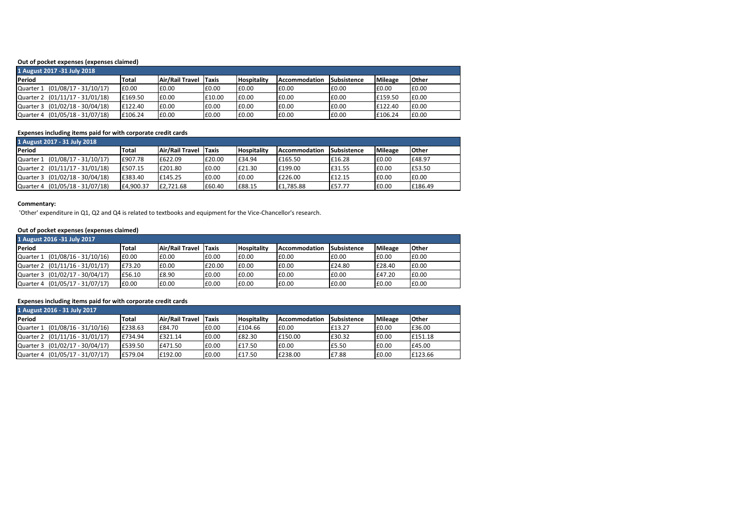**Out of pocket expenses (expenses claimed)**

| 1 August 2017 -31 July 2018 | | | | | | | | |
|---|---|---|---|---|---|---|---|---|
| **Period** | **Total** | **Air/Rail Travel** | **Taxis** | **Hospitality** | **Accommodation** | **Subsistence** | **Mileage** | **Other** |
| Quarter 1 (01/08/17 - 31/10/17) | £0.00 | £0.00 | £0.00 | £0.00 | £0.00 | £0.00 | £0.00 | £0.00 |
| Quarter 2 (01/11/17 - 31/01/18) | £169.50 | £0.00 | £10.00 | £0.00 | £0.00 | £0.00 | £159.50 | £0.00 |
| Quarter 3 (01/02/18 - 30/04/18) | £122.40 | £0.00 | £0.00 | £0.00 | £0.00 | £0.00 | £122.40 | £0.00 |
| Quarter 4 (01/05/18 - 31/07/18) | £106.24 | £0.00 | £0.00 | £0.00 | £0.00 | £0.00 | £106.24 | £0.00 |

**Expenses including items paid for with corporate credit cards**

| 1 August 2017 - 31 July 2018 | | | | | | | | |
|---|---|---|---|---|---|---|---|---|
| **Period** | **Total** | **Air/Rail Travel** | **Taxis** | **Hospitality** | **Accommodation** | **Subsistence** | **Mileage** | **Other** |
| Quarter 1 (01/08/17 - 31/10/17) | £907.78 | £622.09 | £20.00 | £34.94 | £165.50 | £16.28 | £0.00 | £48.97 |
| Quarter 2 (01/11/17 - 31/01/18) | £507.15 | £201.80 | £0.00 | £21.30 | £199.00 | £31.55 | £0.00 | £53.50 |
| Quarter 3 (01/02/18 - 30/04/18) | £383.40 | £145.25 | £0.00 | £0.00 | £226.00 | £12.15 | £0.00 | £0.00 |
| Quarter 4 (01/05/18 - 31/07/18) | £4,900.37 | £2,721.68 | £60.40 | £88.15 | £1,785.88 | £57.77 | £0.00 | £186.49 |

**Commentary:**

'Other' expenditure in Q1, Q2 and Q4 is related to textbooks and equipment for the Vice-Chancellor's research.

**Out of pocket expenses (expenses claimed)**

| 1 August 2016 -31 July 2017 | | | | | | | | |
|---|---|---|---|---|---|---|---|---|
| **Period** | **Total** | **Air/Rail Travel** | **Taxis** | **Hospitality** | **Accommodation** | **Subsistence** | **Mileage** | **Other** |
| Quarter 1 (01/08/16 - 31/10/16) | £0.00 | £0.00 | £0.00 | £0.00 | £0.00 | £0.00 | £0.00 | £0.00 |
| Quarter 2 (01/11/16 - 31/01/17) | £73.20 | £0.00 | £20.00 | £0.00 | £0.00 | £24.80 | £28.40 | £0.00 |
| Quarter 3 (01/02/17 - 30/04/17) | £56.10 | £8.90 | £0.00 | £0.00 | £0.00 | £0.00 | £47.20 | £0.00 |
| Quarter 4 (01/05/17 - 31/07/17) | £0.00 | £0.00 | £0.00 | £0.00 | £0.00 | £0.00 | £0.00 | £0.00 |

**Expenses including items paid for with corporate credit cards**

| 1 August 2016 - 31 July 2017 | | | | | | | | |
|---|---|---|---|---|---|---|---|---|
| **Period** | **Total** | **Air/Rail Travel** | **Taxis** | **Hospitality** | **Accommodation** | **Subsistence** | **Mileage** | **Other** |
| Quarter 1 (01/08/16 - 31/10/16) | £238.63 | £84.70 | £0.00 | £104.66 | £0.00 | £13.27 | £0.00 | £36.00 |
| Quarter 2 (01/11/16 - 31/01/17) | £734.94 | £321.14 | £0.00 | £82.30 | £150.00 | £30.32 | £0.00 | £151.18 |
| Quarter 3 (01/02/17 - 30/04/17) | £539.50 | £471.50 | £0.00 | £17.50 | £0.00 | £5.50 | £0.00 | £45.00 |
| Quarter 4 (01/05/17 - 31/07/17) | £579.04 | £192.00 | £0.00 | £17.50 | £238.00 | £7.88 | £0.00 | £123.66 |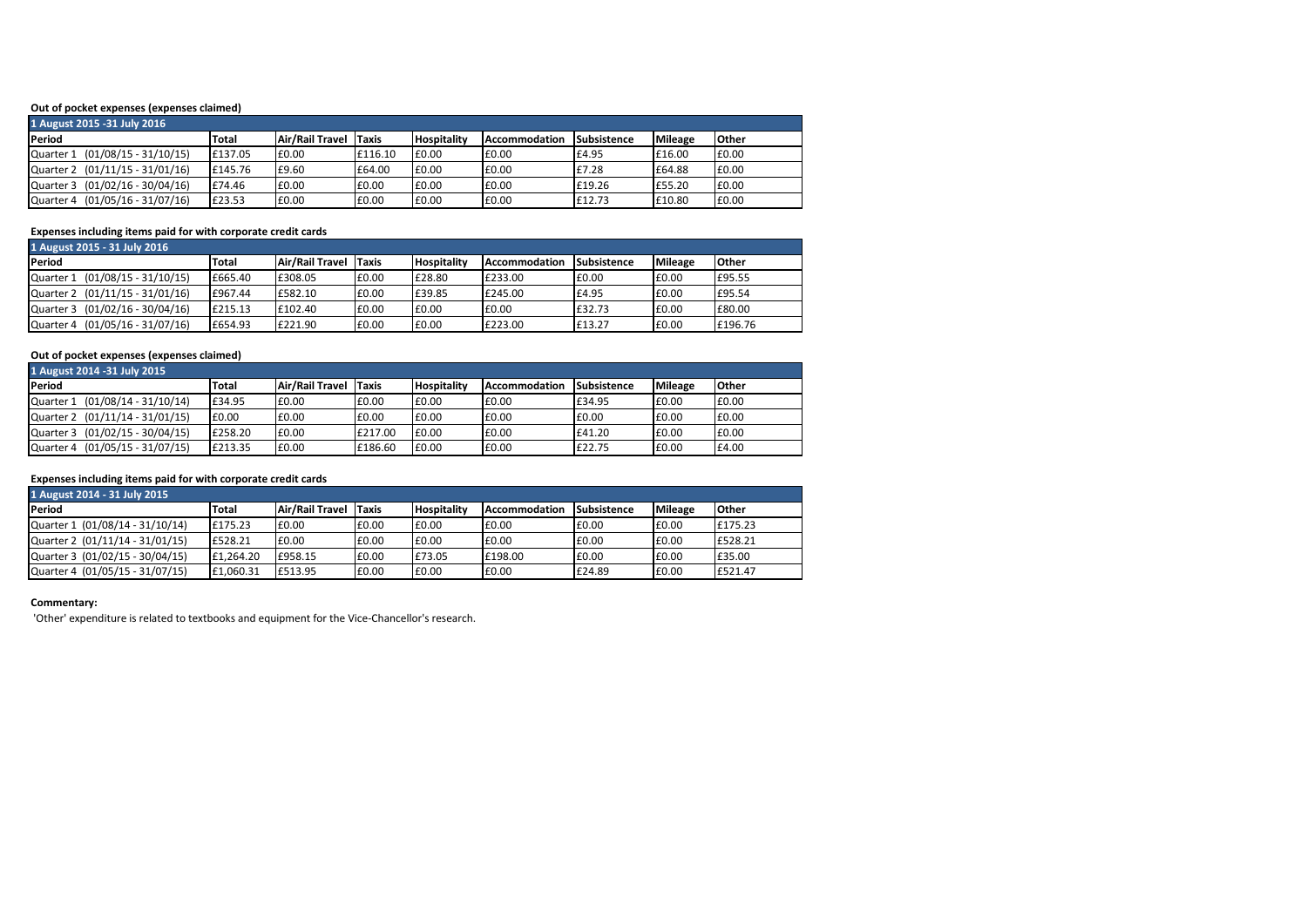**Out of pocket expenses (expenses claimed)**

| 1 August 2015 -31 July 2016 | | | | | | | | | |
|---|---|---|---|---|---|---|---|---|---|
| **Period** | **Total** | **Air/Rail Travel** | **Taxis** | **Hospitality** | **Accommodation** | **Subsistence** | **Mileage** | **Other** |
| Quarter 1 (01/08/15 - 31/10/15) | £137.05 | £0.00 | £116.10 | £0.00 | £0.00 | £4.95 | £16.00 | £0.00 |
| Quarter 2 (01/11/15 - 31/01/16) | £145.76 | £9.60 | £64.00 | £0.00 | £0.00 | £7.28 | £64.88 | £0.00 |
| Quarter 3 (01/02/16 - 30/04/16) | £74.46 | £0.00 | £0.00 | £0.00 | £0.00 | £19.26 | £55.20 | £0.00 |
| Quarter 4 (01/05/16 - 31/07/16) | £23.53 | £0.00 | £0.00 | £0.00 | £0.00 | £12.73 | £10.80 | £0.00 |

**Expenses including items paid for with corporate credit cards**

| 1 August 2015 - 31 July 2016 | | | | | | | | |
|---|---|---|---|---|---|---|---|---|
| **Period** | **Total** | **Air/Rail Travel** | **Taxis** | **Hospitality** | **Accommodation** | **Subsistence** | **Mileage** | **Other** |
| Quarter 1 (01/08/15 - 31/10/15) | £665.40 | £308.05 | £0.00 | £28.80 | £233.00 | £0.00 | £0.00 | £95.55 |
| Quarter 2 (01/11/15 - 31/01/16) | £967.44 | £582.10 | £0.00 | £39.85 | £245.00 | £4.95 | £0.00 | £95.54 |
| Quarter 3 (01/02/16 - 30/04/16) | £215.13 | £102.40 | £0.00 | £0.00 | £0.00 | £32.73 | £0.00 | £80.00 |
| Quarter 4 (01/05/16 - 31/07/16) | £654.93 | £221.90 | £0.00 | £0.00 | £223.00 | £13.27 | £0.00 | £196.76 |

**Out of pocket expenses (expenses claimed)**

| 1 August 2014 -31 July 2015 | | | | | | | | |
|---|---|---|---|---|---|---|---|---|
| **Period** | **Total** | **Air/Rail Travel** | **Taxis** | **Hospitality** | **Accommodation** | **Subsistence** | **Mileage** | **Other** |
| Quarter 1 (01/08/14 - 31/10/14) | £34.95 | £0.00 | £0.00 | £0.00 | £0.00 | £34.95 | £0.00 | £0.00 |
| Quarter 2 (01/11/14 - 31/01/15) | £0.00 | £0.00 | £0.00 | £0.00 | £0.00 | £0.00 | £0.00 | £0.00 |
| Quarter 3 (01/02/15 - 30/04/15) | £258.20 | £0.00 | £217.00 | £0.00 | £0.00 | £41.20 | £0.00 | £0.00 |
| Quarter 4 (01/05/15 - 31/07/15) | £213.35 | £0.00 | £186.60 | £0.00 | £0.00 | £22.75 | £0.00 | £4.00 |

**Expenses including items paid for with corporate credit cards**

| 1 August 2014 - 31 July 2015 | | | | | | | | |
|---|---|---|---|---|---|---|---|---|
| **Period** | **Total** | **Air/Rail Travel** | **Taxis** | **Hospitality** | **Accommodation** | **Subsistence** | **Mileage** | **Other** |
| Quarter 1 (01/08/14 - 31/10/14) | £175.23 | £0.00 | £0.00 | £0.00 | £0.00 | £0.00 | £0.00 | £175.23 |
| Quarter 2 (01/11/14 - 31/01/15) | £528.21 | £0.00 | £0.00 | £0.00 | £0.00 | £0.00 | £0.00 | £528.21 |
| Quarter 3 (01/02/15 - 30/04/15) | £1,264.20 | £958.15 | £0.00 | £73.05 | £198.00 | £0.00 | £0.00 | £35.00 |
| Quarter 4 (01/05/15 - 31/07/15) | £1,060.31 | £513.95 | £0.00 | £0.00 | £0.00 | £24.89 | £0.00 | £521.47 |

**Commentary:**

'Other' expenditure is related to textbooks and equipment for the Vice-Chancellor's research.